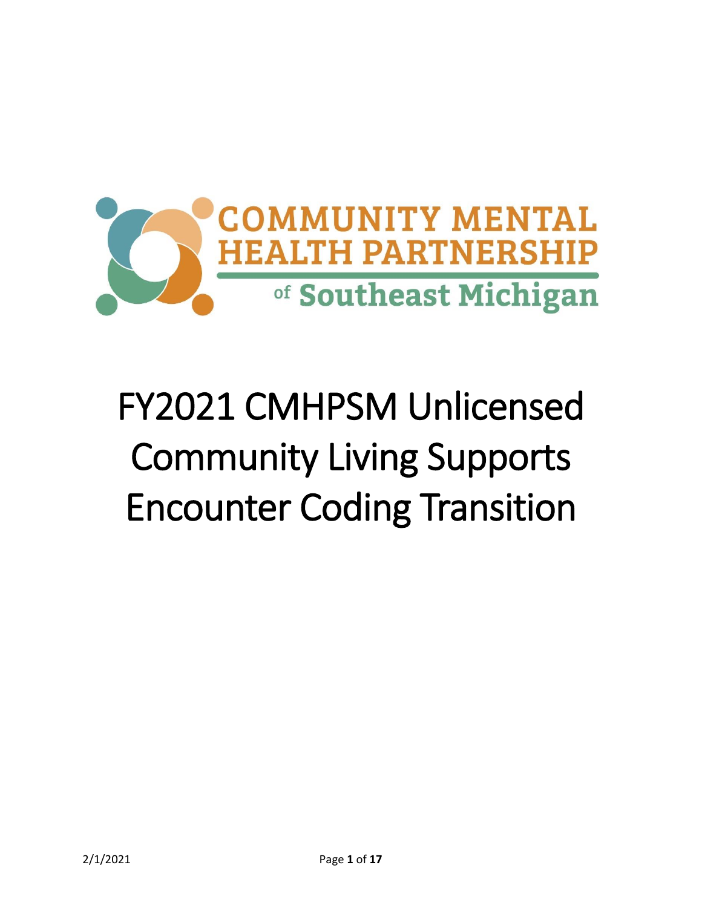COMMUNITY MENTAL HEALTH PARTNERSHIP of Southeast Michigan

# FY2021 CMHPSM Unlicensed Community Living Supports Encounter Coding Transition

2/1/2021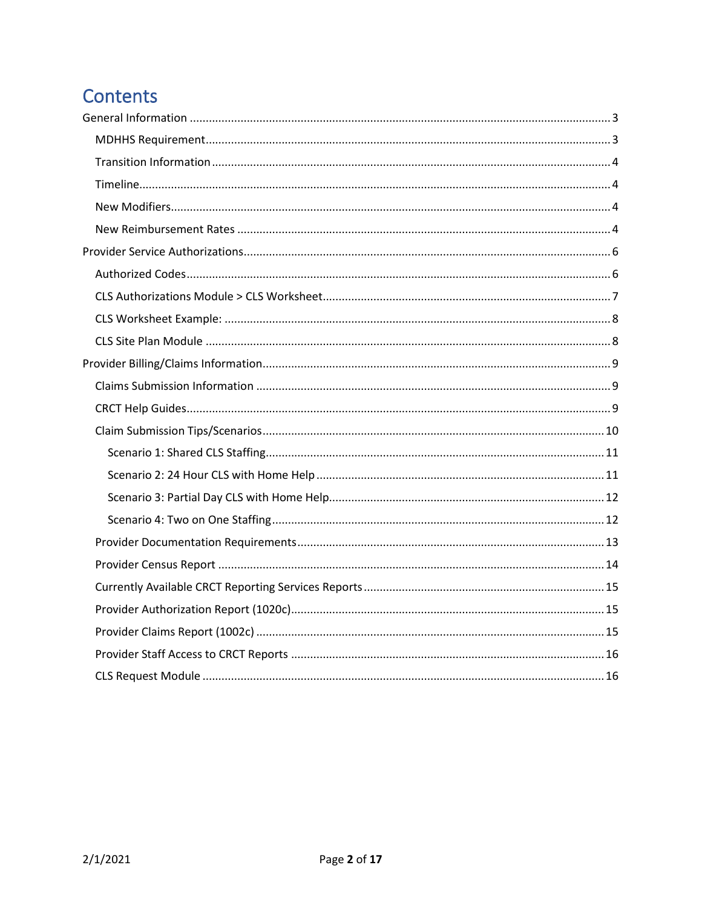# Contents

General Information ........ 3

- MDHHS Requirement ........ 3
- Transition Information ........ 4
- Timeline ........ 4
- New Modifiers ........ 4
- New Reimbursement Rates ........ 4

Provider Service Authorizations ........ 6

- Authorized Codes ........ 6
- CLS Authorizations Module > CLS Worksheet ........ 7
- CLS Worksheet Example: ........ 8
- CLS Site Plan Module ........ 8

Provider Billing/Claims Information ........ 9

- Claims Submission Information ........ 9
- CRCT Help Guides ........ 9
- Claim Submission Tips/Scenarios ........ 10
  - Scenario 1: Shared CLS Staffing ........ 11
  - Scenario 2: 24 Hour CLS with Home Help ........ 11
  - Scenario 3: Partial Day CLS with Home Help ........ 12
  - Scenario 4: Two on One Staffing ........ 12
- Provider Documentation Requirements ........ 13
- Provider Census Report ........ 14
- Currently Available CRCT Reporting Services Reports ........ 15
- Provider Authorization Report (1020c) ........ 15
- Provider Claims Report (1002c) ........ 15
- Provider Staff Access to CRCT Reports ........ 16
- CLS Request Module ........ 16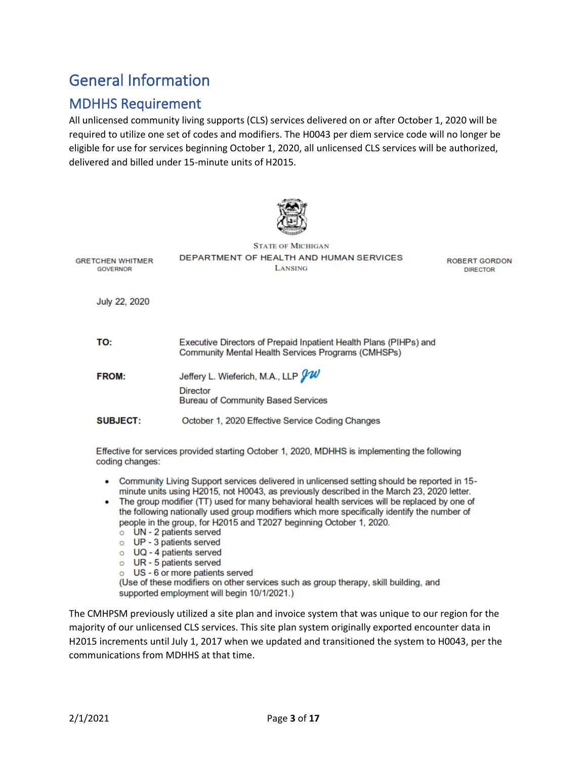# General Information

## MDHHS Requirement

All unlicensed community living supports (CLS) services delivered on or after October 1, 2020 will be required to utilize one set of codes and modifiers. The H0043 per diem service code will no longer be eligible for use for services beginning October 1, 2020, all unlicensed CLS services will be authorized, delivered and billed under 15-minute units of H2015.

STATE OF MICHIGAN
DEPARTMENT OF HEALTH AND HUMAN SERVICES
LANSING

GRETCHEN WHITMER
GOVERNOR

ROBERT GORDON
DIRECTOR

July 22, 2020

**TO:** Executive Directors of Prepaid Inpatient Health Plans (PIHPs) and Community Mental Health Services Programs (CMHSPs)

**FROM:** Jeffery L. Wieferich, M.A., LLP
Director
Bureau of Community Based Services

**SUBJECT:** October 1, 2020 Effective Service Coding Changes

Effective for services provided starting October 1, 2020, MDHHS is implementing the following coding changes:

- Community Living Support services delivered in unlicensed setting should be reported in 15-minute units using H2015, not H0043, as previously described in the March 23, 2020 letter.
- The group modifier (TT) used for many behavioral health services will be replaced by one of the following nationally used group modifiers which more specifically identify the number of people in the group, for H2015 and T2027 beginning October 1, 2020.
  - UN - 2 patients served
  - UP - 3 patients served
  - UQ - 4 patients served
  - UR - 5 patients served
  - US - 6 or more patients served

  (Use of these modifiers on other services such as group therapy, skill building, and supported employment will begin 10/1/2021.)

The CMHPSM previously utilized a site plan and invoice system that was unique to our region for the majority of our unlicensed CLS services. This site plan system originally exported encounter data in H2015 increments until July 1, 2017 when we updated and transitioned the system to H0043, per the communications from MDHHS at that time.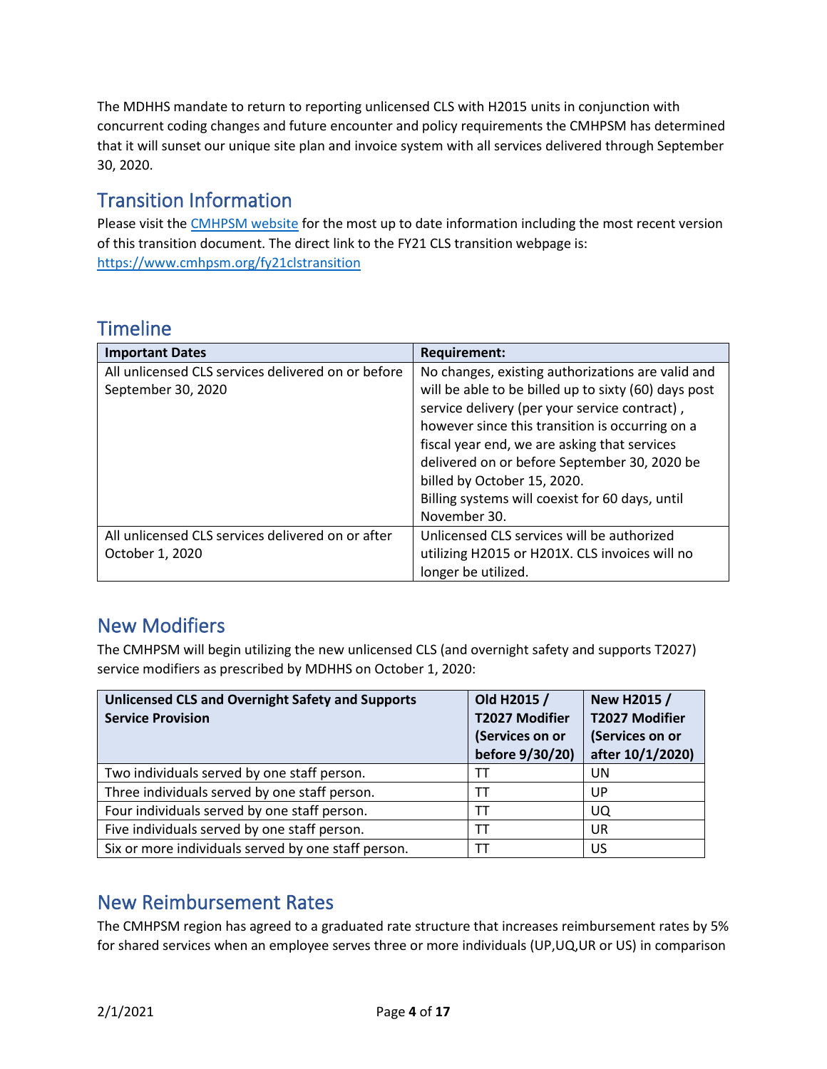The MDHHS mandate to return to reporting unlicensed CLS with H2015 units in conjunction with concurrent coding changes and future encounter and policy requirements the CMHPSM has determined that it will sunset our unique site plan and invoice system with all services delivered through September 30, 2020.

## Transition Information

Please visit the [CMHPSM website](https://www.cmhpsm.org) for the most up to date information including the most recent version of this transition document. The direct link to the FY21 CLS transition webpage is: [https://www.cmhpsm.org/fy21clstransition](https://www.cmhpsm.org/fy21clstransition)

## Timeline

| Important Dates | Requirement: |
|---|---|
| All unlicensed CLS services delivered on or before September 30, 2020 | No changes, existing authorizations are valid and will be able to be billed up to sixty (60) days post service delivery (per your service contract) , however since this transition is occurring on a fiscal year end, we are asking that services delivered on or before September 30, 2020 be billed by October 15, 2020. Billing systems will coexist for 60 days, until November 30. |
| All unlicensed CLS services delivered on or after October 1, 2020 | Unlicensed CLS services will be authorized utilizing H2015 or H201X. CLS invoices will no longer be utilized. |

## New Modifiers

The CMHPSM will begin utilizing the new unlicensed CLS (and overnight safety and supports T2027) service modifiers as prescribed by MDHHS on October 1, 2020:

| Unlicensed CLS and Overnight Safety and Supports Service Provision | Old H2015 / T2027 Modifier (Services on or before 9/30/20) | New H2015 / T2027 Modifier (Services on or after 10/1/2020) |
|---|---|---|
| Two individuals served by one staff person. | TT | UN |
| Three individuals served by one staff person. | TT | UP |
| Four individuals served by one staff person. | TT | UQ |
| Five individuals served by one staff person. | TT | UR |
| Six or more individuals served by one staff person. | TT | US |

## New Reimbursement Rates

The CMHPSM region has agreed to a graduated rate structure that increases reimbursement rates by 5% for shared services when an employee serves three or more individuals (UP,UQ,UR or US) in comparison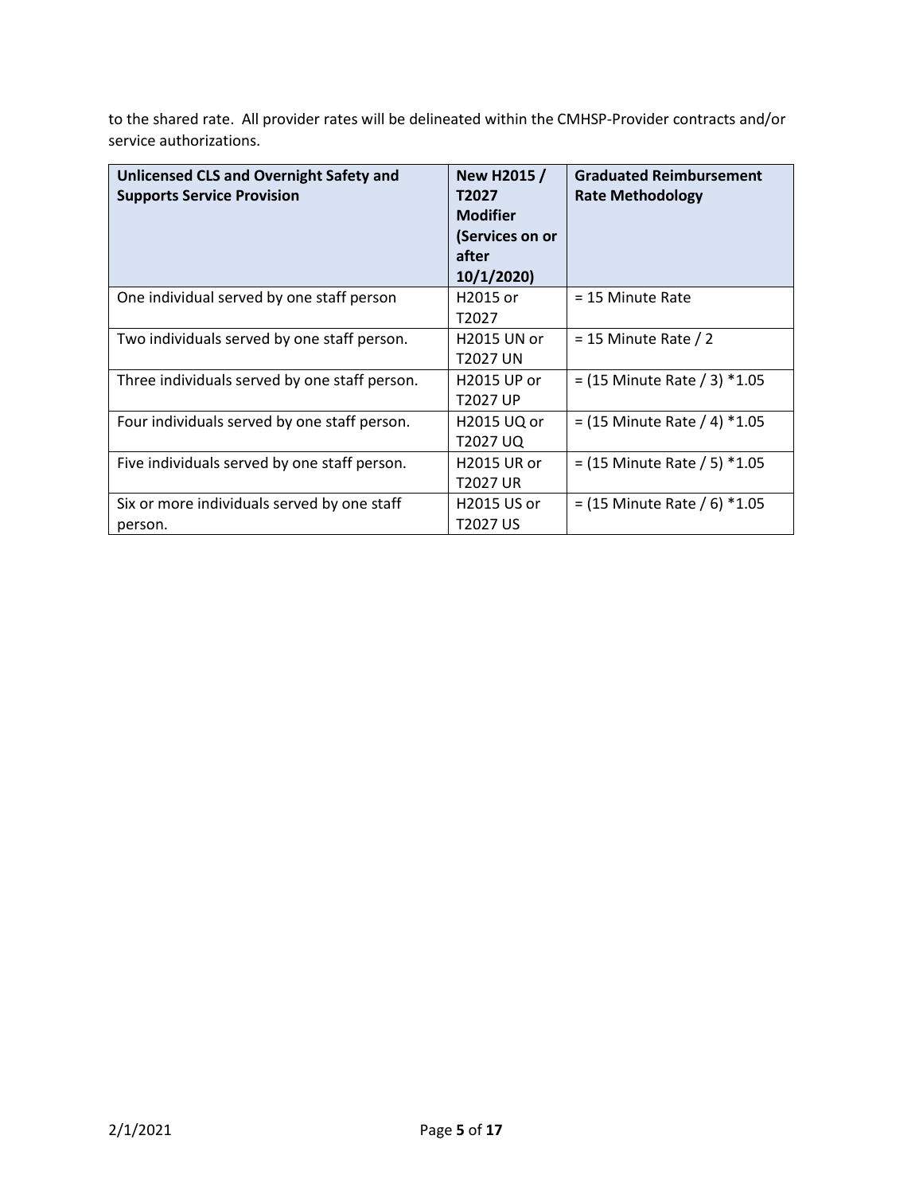to the shared rate. All provider rates will be delineated within the CMHSP-Provider contracts and/or service authorizations.

| Unlicensed CLS and Overnight Safety and Supports Service Provision | New H2015 / T2027 Modifier (Services on or after 10/1/2020) | Graduated Reimbursement Rate Methodology |
|---|---|---|
| One individual served by one staff person | H2015 or T2027 | = 15 Minute Rate |
| Two individuals served by one staff person. | H2015 UN or T2027 UN | = 15 Minute Rate / 2 |
| Three individuals served by one staff person. | H2015 UP or T2027 UP | = (15 Minute Rate / 3) *1.05 |
| Four individuals served by one staff person. | H2015 UQ or T2027 UQ | = (15 Minute Rate / 4) *1.05 |
| Five individuals served by one staff person. | H2015 UR or T2027 UR | = (15 Minute Rate / 5) *1.05 |
| Six or more individuals served by one staff person. | H2015 US or T2027 US | = (15 Minute Rate / 6) *1.05 |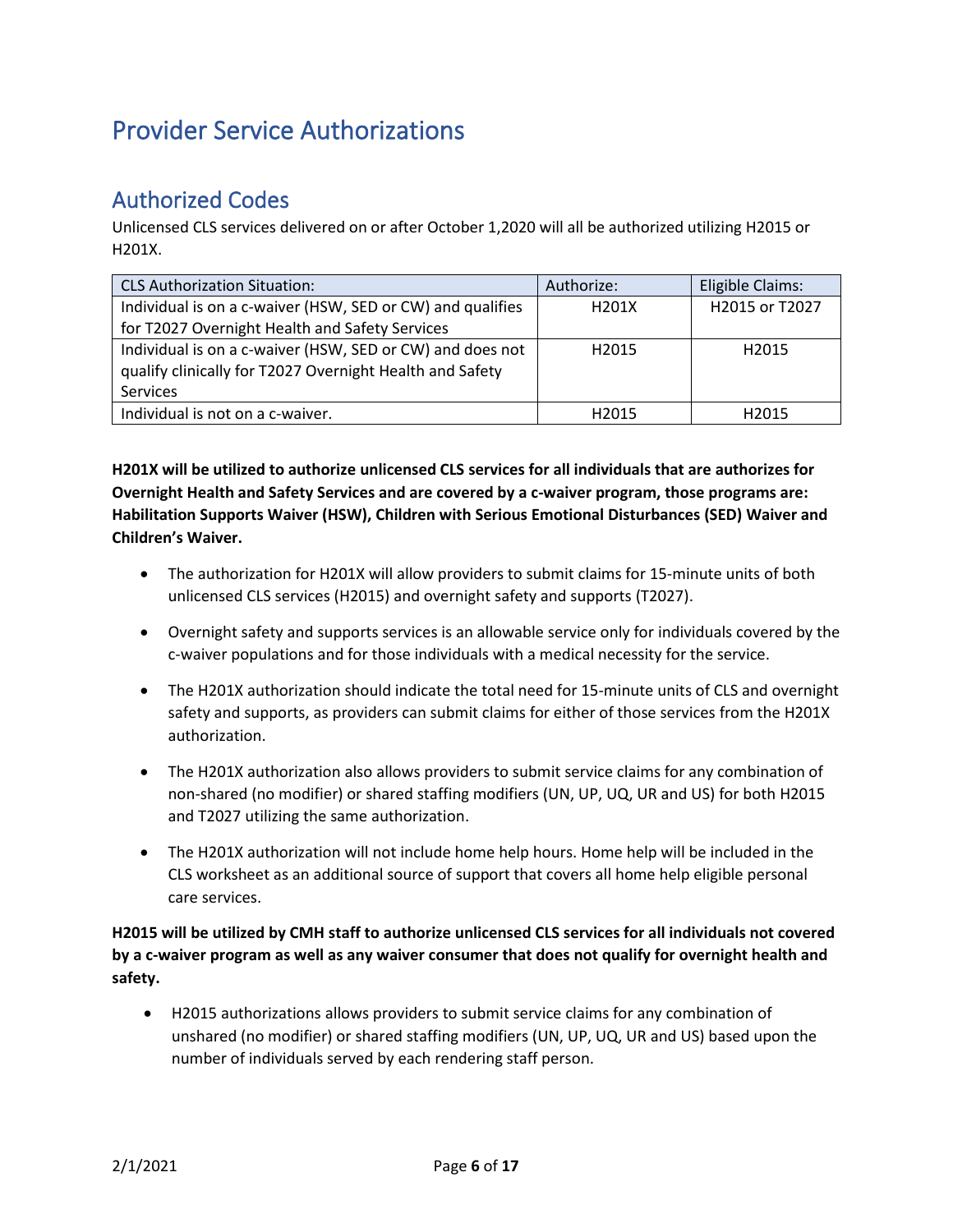# Provider Service Authorizations

## Authorized Codes

Unlicensed CLS services delivered on or after October 1,2020 will all be authorized utilizing H2015 or H201X.

| CLS Authorization Situation: | Authorize: | Eligible Claims: |
|---|---|---|
| Individual is on a c-waiver (HSW, SED or CW) and qualifies for T2027 Overnight Health and Safety Services | H201X | H2015 or T2027 |
| Individual is on a c-waiver (HSW, SED or CW) and does not qualify clinically for T2027 Overnight Health and Safety Services | H2015 | H2015 |
| Individual is not on a c-waiver. | H2015 | H2015 |

**H201X will be utilized to authorize unlicensed CLS services for all individuals that are authorizes for Overnight Health and Safety Services and are covered by a c-waiver program, those programs are: Habilitation Supports Waiver (HSW), Children with Serious Emotional Disturbances (SED) Waiver and Children's Waiver.**

- The authorization for H201X will allow providers to submit claims for 15-minute units of both unlicensed CLS services (H2015) and overnight safety and supports (T2027).
- Overnight safety and supports services is an allowable service only for individuals covered by the c-waiver populations and for those individuals with a medical necessity for the service.
- The H201X authorization should indicate the total need for 15-minute units of CLS and overnight safety and supports, as providers can submit claims for either of those services from the H201X authorization.
- The H201X authorization also allows providers to submit service claims for any combination of non-shared (no modifier) or shared staffing modifiers (UN, UP, UQ, UR and US) for both H2015 and T2027 utilizing the same authorization.
- The H201X authorization will not include home help hours. Home help will be included in the CLS worksheet as an additional source of support that covers all home help eligible personal care services.

**H2015 will be utilized by CMH staff to authorize unlicensed CLS services for all individuals not covered by a c-waiver program as well as any waiver consumer that does not qualify for overnight health and safety.**

- H2015 authorizations allows providers to submit service claims for any combination of unshared (no modifier) or shared staffing modifiers (UN, UP, UQ, UR and US) based upon the number of individuals served by each rendering staff person.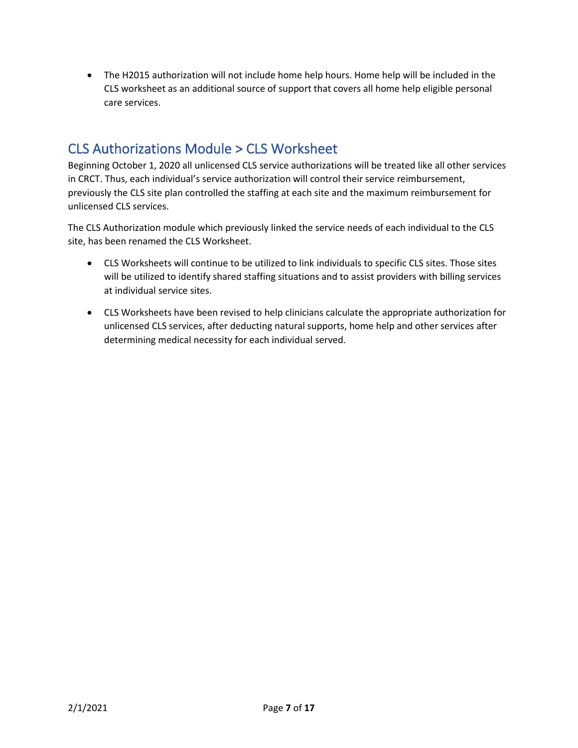- The H2015 authorization will not include home help hours. Home help will be included in the CLS worksheet as an additional source of support that covers all home help eligible personal care services.

## CLS Authorizations Module > CLS Worksheet

Beginning October 1, 2020 all unlicensed CLS service authorizations will be treated like all other services in CRCT. Thus, each individual's service authorization will control their service reimbursement, previously the CLS site plan controlled the staffing at each site and the maximum reimbursement for unlicensed CLS services.

The CLS Authorization module which previously linked the service needs of each individual to the CLS site, has been renamed the CLS Worksheet.

- CLS Worksheets will continue to be utilized to link individuals to specific CLS sites. Those sites will be utilized to identify shared staffing situations and to assist providers with billing services at individual service sites.
- CLS Worksheets have been revised to help clinicians calculate the appropriate authorization for unlicensed CLS services, after deducting natural supports, home help and other services after determining medical necessity for each individual served.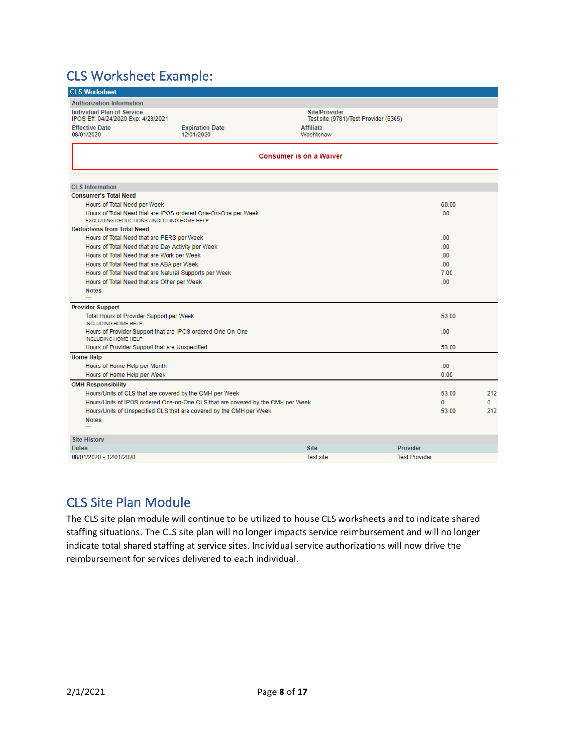## CLS Worksheet Example:

**CLS Worksheet**

**Authorization Information**

| | | |
|---|---|---|
| **Individual Plan of Service**<br>IPOS Eff: 04/24/2020 Exp: 4/23/2021 | | **Site/Provider**<br>Test site (9781)/Test Provider (6365) |
| **Effective Date**<br>08/01/2020 | **Expiration Date**<br>12/01/2020 | **Affiliate**<br>Washtenaw |

**Consumer is on a Waiver**

**CLS Information**

| | | |
|---|---|---|
| **Consumer's Total Need** | | |
| Hours of Total Need per Week | 60.00 | |
| Hours of Total Need that are IPOS ordered One-On-One per Week<br>EXCLUDING DEDUCTIONS / INCLUDING HOME HELP | .00 | |
| **Deductions from Total Need** | | |
| Hours of Total Need that are PERS per Week | .00 | |
| Hours of Total Need that are Day Activity per Week | .00 | |
| Hours of Total Need that are Work per Week | .00 | |
| Hours of Total Need that are ABA per Week | .00 | |
| Hours of Total Need that are Natural Supports per Week | 7.00 | |
| Hours of Total Need that are Other per Week | .00 | |
| Notes<br>--- | | |
| **Provider Support** | | |
| Total Hours of Provider Support per Week<br>INCLUDING HOME HELP | 53.00 | |
| Hours of Provider Support that are IPOS ordered One-On-One<br>INCLUDING HOME HELP | .00 | |
| Hours of Provider Support that are Unspecified | 53.00 | |
| **Home Help** | | |
| Hours of Home Help per Month | .00 | |
| Hours of Home Help per Week | 0.00 | |
| **CMH Responsibility** | | |
| Hours/Units of CLS that are covered by the CMH per Week | 53.00 | 212 |
| Hours/Units of IPOS ordered One-on-One CLS that are covered by the CMH per Week | 0 | 0 |
| Hours/Units of Unspecified CLS that are covered by the CMH per Week | 53.00 | 212 |
| Notes<br>--- | | |

**Site History**

| Dates | Site | Provider |
|---|---|---|
| 08/01/2020 - 12/01/2020 | Test site | Test Provider |

## CLS Site Plan Module

The CLS site plan module will continue to be utilized to house CLS worksheets and to indicate shared staffing situations. The CLS site plan will no longer impacts service reimbursement and will no longer indicate total shared staffing at service sites. Individual service authorizations will now drive the reimbursement for services delivered to each individual.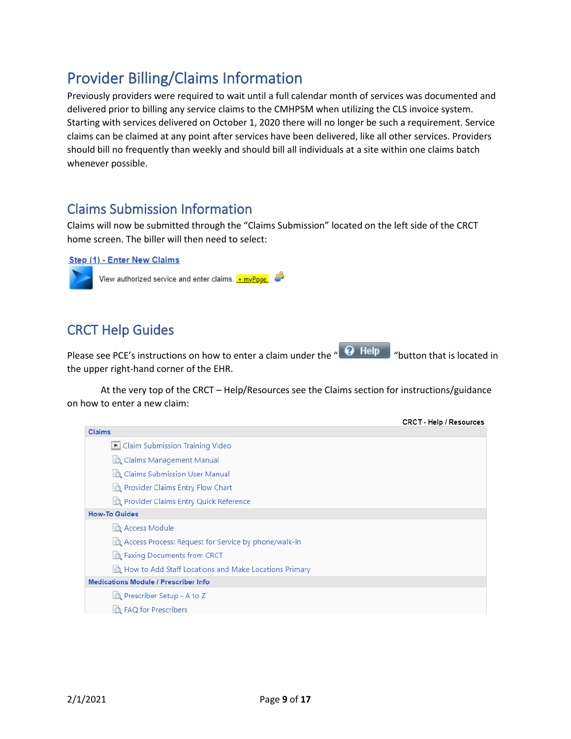# Provider Billing/Claims Information

Previously providers were required to wait until a full calendar month of services was documented and delivered prior to billing any service claims to the CMHPSM when utilizing the CLS invoice system. Starting with services delivered on October 1, 2020 there will no longer be such a requirement. Service claims can be claimed at any point after services have been delivered, like all other services. Providers should bill no frequently than weekly and should bill all individuals at a site within one claims batch whenever possible.

# Claims Submission Information

Claims will now be submitted through the "Claims Submission" located on the left side of the CRCT home screen. The biller will then need to select:

**Step (1) - Enter New Claims**

View authorized service and enter claims. + myPage

# CRCT Help Guides

Please see PCE's instructions on how to enter a claim under the " Help "button that is located in the upper right-hand corner of the EHR.

At the very top of the CRCT – Help/Resources see the Claims section for instructions/guidance on how to enter a new claim:

**CRCT - Help / Resources**

**Claims**

- Claim Submission Training Video
- Claims Management Manual
- Claims Submission User Manual
- Provider Claims Entry Flow Chart
- Provider Claims Entry Quick Reference

**How-To Guides**

- Access Module
- Access Process: Request for Service by phone/walk-in
- Faxing Documents from CRCT
- How to Add Staff Locations and Make Locations Primary

**Medications Module / Prescriber Info**

- Prescriber Setup - A to Z
- FAQ for Prescribers

2/1/2021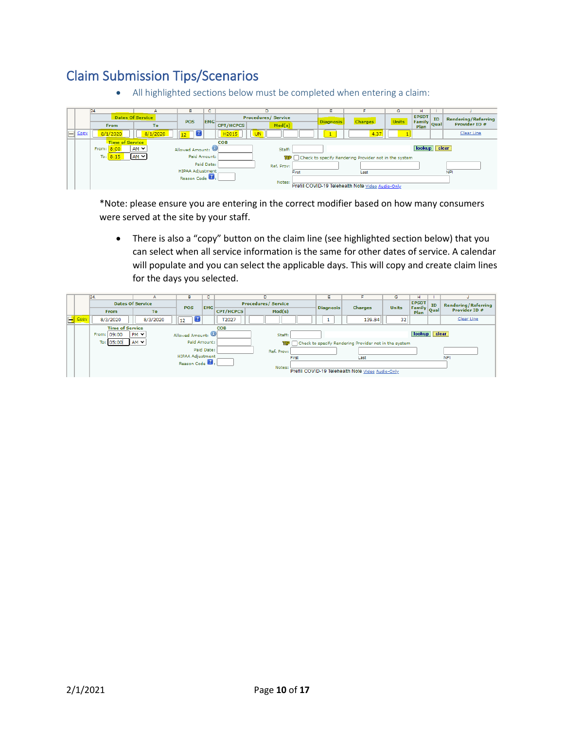## Claim Submission Tips/Scenarios

- All highlighted sections below must be completed when entering a claim:

| 24 | A | | B | C | D | | E | F | G | H | I | J |
|---|---|---|---|---|---|---|---|---|---|---|---|---|
| | Dates Of Service | | POS | EMG | Procedures/ Service | | Diagnosis | Charges | Units | EPSDT Family Plan | ID Qual | Rendering/Referring Provider ID # |
| | From | To | | | CPT/HCPCS | Mod(s) | | | | | | |
| Copy | 8/1/2020 | 8/1/2020 | 12 | | H2015 | UN | 1 | 4.37 | 1 | | | Clear Line |

Time of Service
From: 8:00 AM
To: 8:15 AM

COB
Allowed Amount:
Paid Amount:
Paid Date:
HIPAA Adjustment Reason Code

Staff: lookup clear
Check to specify Rendering Provider not in the system
Ref. Prov: First Last NPI
Notes:
Prefill COVID-19 Telehealth Note Video Audio-Only

*Note: please ensure you are entering in the correct modifier based on how many consumers were served at the site by your staff.

- There is also a "copy" button on the claim line (see highlighted section below) that you can select when all service information is the same for other dates of service. A calendar will populate and you can select the applicable days. This will copy and create claim lines for the days you selected.

| 24 | A | | B | C | D | | E | F | G | H | I | J |
|---|---|---|---|---|---|---|---|---|---|---|---|---|
| | Dates Of Service | | POS | EMG | Procedures/ Service | | Diagnosis | Charges | Units | EPSDT Family Plan | ID Qual | Rendering/Referring Provider ID # |
| | From | To | | | CPT/HCPCS | Mod(s) | | | | | | |
| Copy | 8/3/2020 | 8/3/2020 | 12 | | T2027 | | 1 | 139.84 | 32 | | | Clear Line |

Time of Service
From: 09:00 PM
To: 05:00 AM

COB
Allowed Amount:
Paid Amount:
Paid Date:
HIPAA Adjustment Reason Code

Staff: lookup clear
Check to specify Rendering Provider not in the system
Ref. Prov: First Last NPI
Notes:
Prefill COVID-19 Telehealth Note Video Audio-Only

2/1/2021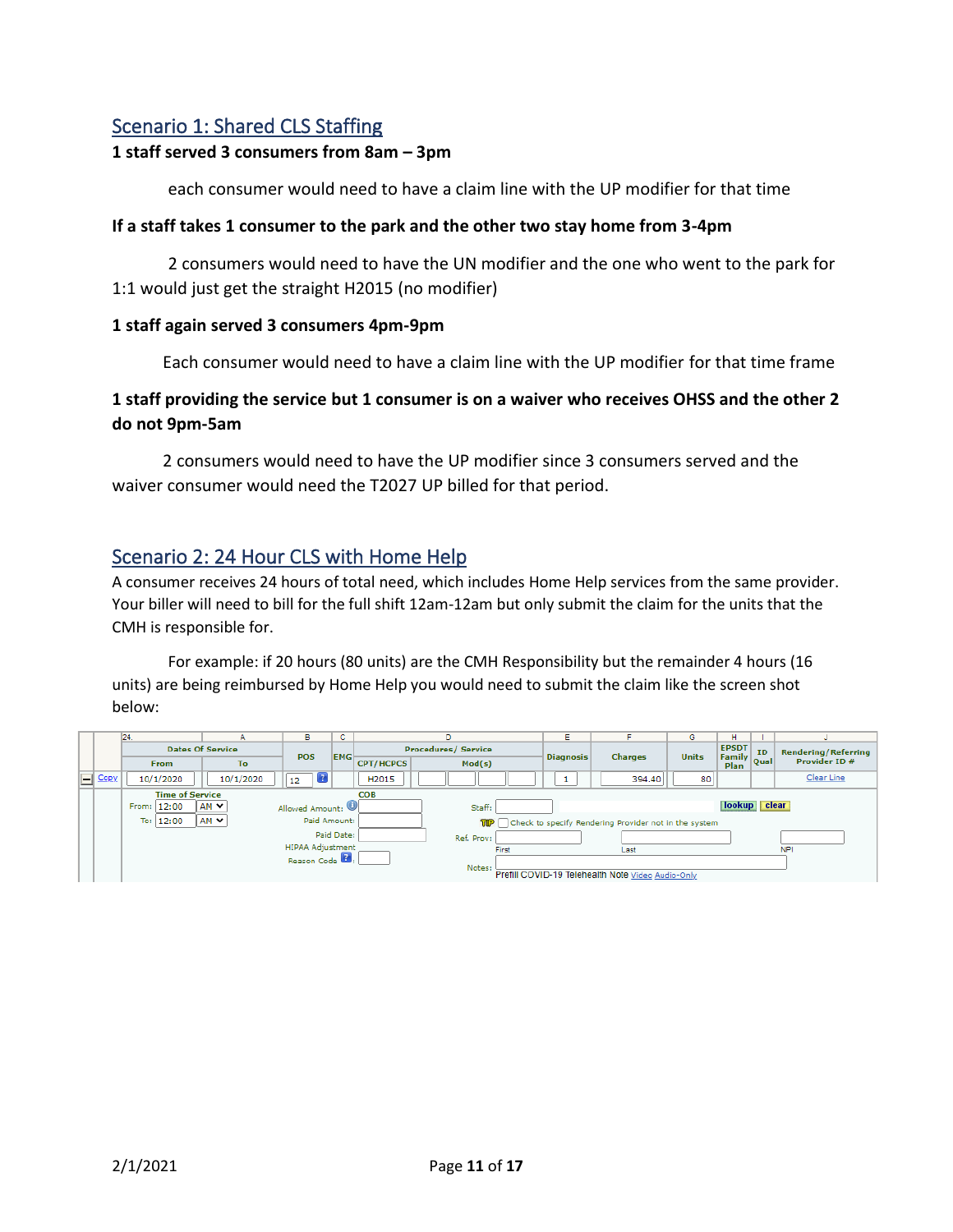## Scenario 1: Shared CLS Staffing

**1 staff served 3 consumers from 8am – 3pm**

each consumer would need to have a claim line with the UP modifier for that time

**If a staff takes 1 consumer to the park and the other two stay home from 3-4pm**

2 consumers would need to have the UN modifier and the one who went to the park for 1:1 would just get the straight H2015 (no modifier)

**1 staff again served 3 consumers 4pm-9pm**

Each consumer would need to have a claim line with the UP modifier for that time frame

**1 staff providing the service but 1 consumer is on a waiver who receives OHSS and the other 2 do not 9pm-5am**

2 consumers would need to have the UP modifier since 3 consumers served and the waiver consumer would need the T2027 UP billed for that period.

## Scenario 2: 24 Hour CLS with Home Help

A consumer receives 24 hours of total need, which includes Home Help services from the same provider. Your biller will need to bill for the full shift 12am-12am but only submit the claim for the units that the CMH is responsible for.

For example: if 20 hours (80 units) are the CMH Responsibility but the remainder 4 hours (16 units) are being reimbursed by Home Help you would need to submit the claim like the screen shot below:

| 24. Dates Of Service From (A) | To | POS (B) | EMG (C) | Procedures/ Service CPT/HCPCS (D) | Mod(s) | Diagnosis (E) | Charges (F) | Units (G) | EPSDT Family Plan (H) | ID Qual (I) | Rendering/Referring Provider ID # (J) |
|---|---|---|---|---|---|---|---|---|---|---|---|
| 10/1/2020 | 10/1/2020 | 12 | | H2015 | | 1 | 394.40 | 80 | | | Clear Line |

Time of Service
From: 12:00 AM
To: 12:00 AM

COB
Allowed Amount:
Paid Amount:
Paid Date:
HIPAA Adjustment Reason Code:

Staff: lookup clear
TIP Check to specify Rendering Provider not in the system
Ref. Prov: First Last NPI
Notes:
Prefill COVID-19 Telehealth Note Video Audio-Only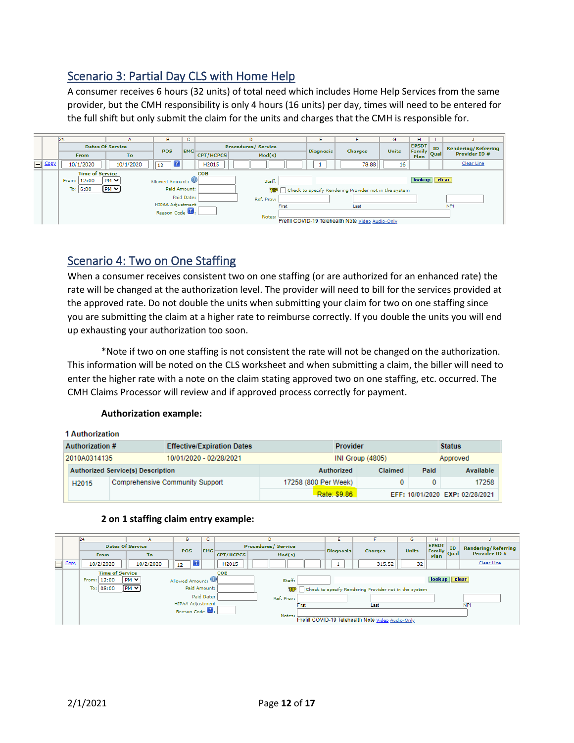## Scenario 3: Partial Day CLS with Home Help

A consumer receives 6 hours (32 units) of total need which includes Home Help Services from the same provider, but the CMH responsibility is only 4 hours (16 units) per day, times will need to be entered for the full shift but only submit the claim for the units and charges that the CMH is responsible for.

| 24. | A | | B | C | D | | E | F | G | H | I | J |
|---|---|---|---|---|---|---|---|---|---|---|---|---|
| | Dates Of Service | | POS | EMG | Procedures/ Service | | Diagnosis | Charges | Units | EPSDT Family Plan | ID Qual | Rendering/ Referring Provider ID # |
| | From | To | | | CPT/HCPCS | Mod(s) | | | | | | |
| Copy | 10/1/2020 | 10/1/2020 | 12 | | H2015 | | 1 | 78.88 | 16 | | | Clear Line |

Time of Service
From: 12:00 PM
To: 6:00 PM

Allowed Amount:
Paid Amount:
Paid Date:
HIPAA Adjustment Reason Code:

COB

Staff: lookup clear

TIP Check to specify Rendering Provider not in the system

Ref. Prov: First Last NPI

Notes: Prefill COVID-19 Telehealth Note Video Audio-Only

## Scenario 4: Two on One Staffing

When a consumer receives consistent two on one staffing (or are authorized for an enhanced rate) the rate will be changed at the authorization level. The provider will need to bill for the services provided at the approved rate. Do not double the units when submitting your claim for two on one staffing since you are submitting the claim at a higher rate to reimburse correctly. If you double the units you will end up exhausting your authorization too soon.

\*Note if two on one staffing is not consistent the rate will not be changed on the authorization. This information will be noted on the CLS worksheet and when submitting a claim, the biller will need to enter the higher rate with a note on the claim stating approved two on one staffing, etc. occurred. The CMH Claims Processor will review and if approved process correctly for payment.

**Authorization example:**

**1 Authorization**

| Authorization # | Effective/Expiration Dates | Provider | Status |
|---|---|---|---|
| 2010A0314135 | 10/01/2020 - 02/28/2021 | INI Group (4805) | Approved |

| Authorized Service(s) Description | | Authorized | Claimed | Paid | Available |
|---|---|---|---|---|---|
| H2015 | Comprehensive Community Support | 17258 (800 Per Week) | 0 | 0 | 17258 |
| | | Rate: $9.86 | EFF: 10/01/2020 | EXP: 02/28/2021 | |

**2 on 1 staffing claim entry example:**

| 24. | A | | B | C | D | | E | F | G | H | I | J |
|---|---|---|---|---|---|---|---|---|---|---|---|---|
| | Dates Of Service | | POS | EMG | Procedures/ Service | | Diagnosis | Charges | Units | EPSDT Family Plan | ID Qual | Rendering/ Referring Provider ID # |
| | From | To | | | CPT/HCPCS | Mod(s) | | | | | | |
| Copy | 10/2/2020 | 10/2/2020 | 12 | | H2015 | | 1 | 315.52 | 32 | | | Clear Line |

Time of Service
From: 12:00 PM
To: 08:00 PM

Allowed Amount:
Paid Amount:
Paid Date:
HIPAA Adjustment Reason Code:

COB

Staff: lookup clear

TIP Check to specify Rendering Provider not in the system

Ref. Prov: First Last NPI

Notes: Prefill COVID-19 Telehealth Note Video Audio-Only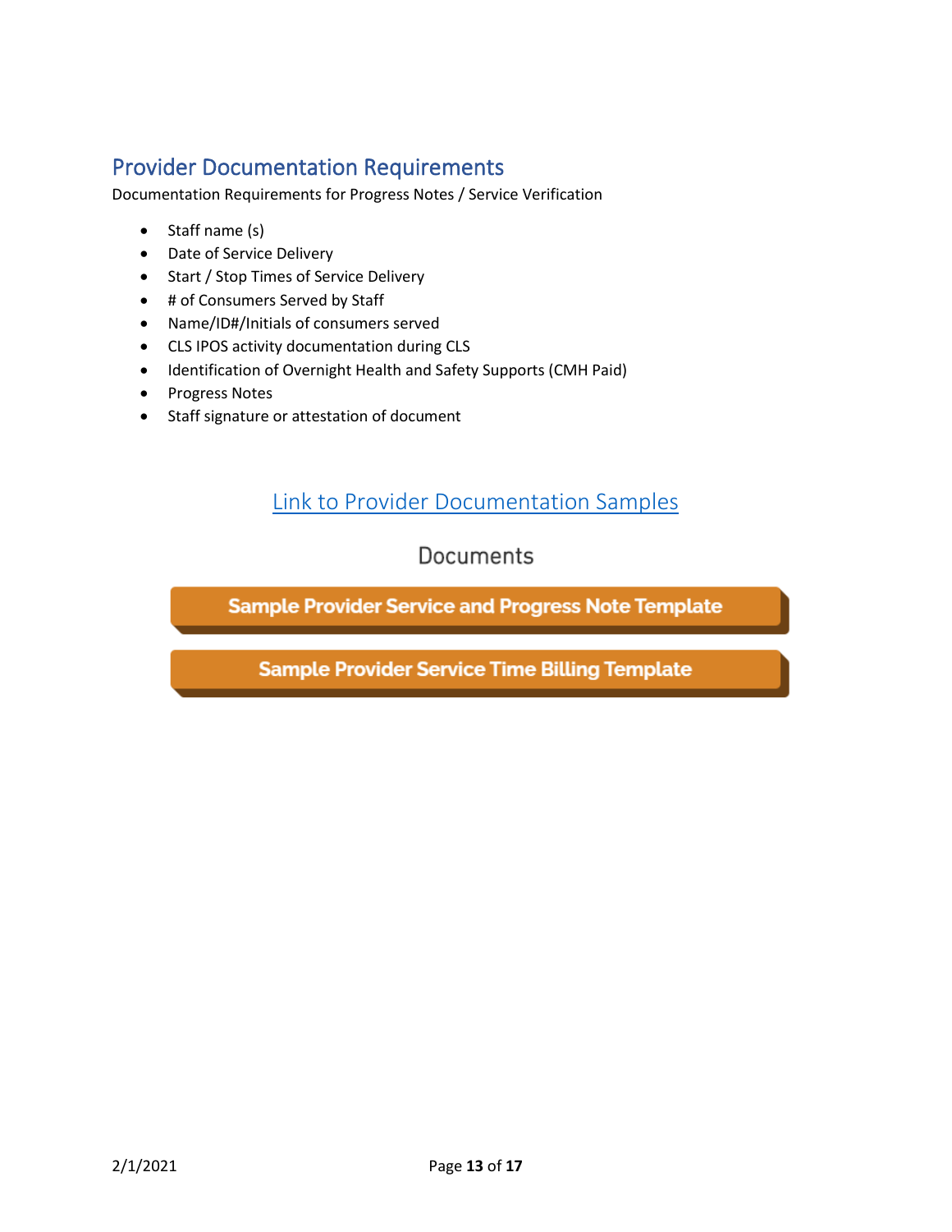## Provider Documentation Requirements

Documentation Requirements for Progress Notes / Service Verification

- Staff name (s)
- Date of Service Delivery
- Start / Stop Times of Service Delivery
- # of Consumers Served by Staff
- Name/ID#/Initials of consumers served
- CLS IPOS activity documentation during CLS
- Identification of Overnight Health and Safety Supports (CMH Paid)
- Progress Notes
- Staff signature or attestation of document

Link to Provider Documentation Samples

Documents

**Sample Provider Service and Progress Note Template**

**Sample Provider Service Time Billing Template**

2/1/2021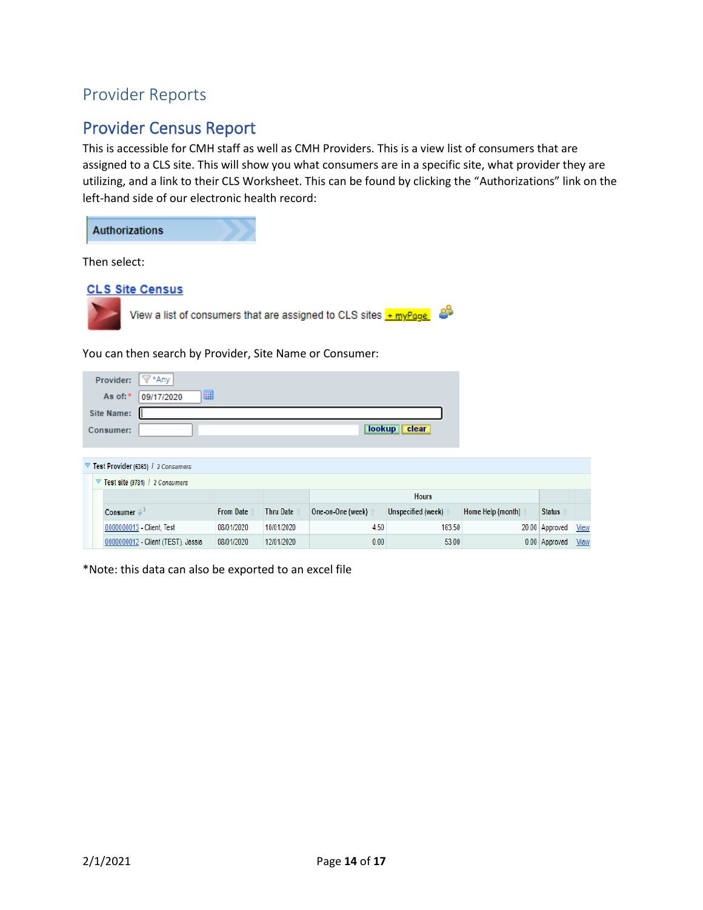# Provider Reports

## Provider Census Report

This is accessible for CMH staff as well as CMH Providers. This is a view list of consumers that are assigned to a CLS site. This will show you what consumers are in a specific site, what provider they are utilizing, and a link to their CLS Worksheet. This can be found by clicking the "Authorizations" link on the left-hand side of our electronic health record:

Authorizations

Then select:

CLS Site Census

View a list of consumers that are assigned to CLS sites + myPage

You can then search by Provider, Site Name or Consumer:

Provider: *Any
As of:* 09/17/2020
Site Name:
Consumer:
lookup clear

Test Provider (6365) / 2 Consumers

Test site (9781) / 2 Consumers

| Consumer | From Date | Thru Date | Hours | | | Status | |
|---|---|---|---|---|---|---|---|
| | | | One-on-One (week) | Unspecified (week) | Home Help (month) | | |
| 0000000013 - Client, Test | 08/01/2020 | 10/01/2020 | 4.50 | 163.50 | 20.00 | Approved | View |
| 0000000012 - Client (TEST), Jessie | 08/01/2020 | 12/01/2020 | 0.00 | 53.00 | 0.00 | Approved | View |

*Note: this data can also be exported to an excel file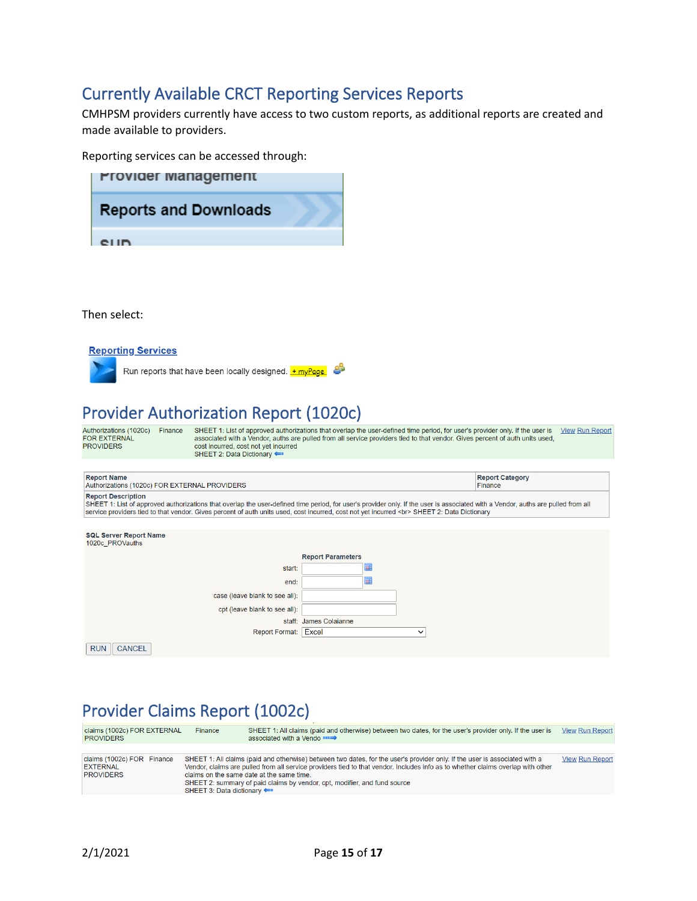## Currently Available CRCT Reporting Services Reports

CMHPSM providers currently have access to two custom reports, as additional reports are created and made available to providers.

Reporting services can be accessed through:

Provider Management

Reports and Downloads

SUD

Then select:

Reporting Services

Run reports that have been locally designed. + myPage

## Provider Authorization Report (1020c)

| | | | |
|---|---|---|---|
| Authorizations (1020c) FOR EXTERNAL PROVIDERS | Finance | SHEET 1: List of approved authorizations that overlap the user-defined time period, for user's provider only. If the user is associated with a Vendor, auths are pulled from all service providers tied to that vendor. Gives percent of auth units used, cost incurred, cost not yet incurred SHEET 2: Data Dictionary | View Run Report |

| Report Name | Report Category |
|---|---|
| Authorizations (1020c) FOR EXTERNAL PROVIDERS | Finance |

**Report Description**
SHEET 1: List of approved authorizations that overlap the user-defined time period, for user's provider only. If the user is associated with a Vendor, auths are pulled from all service providers tied to that vendor. Gives percent of auth units used, cost incurred, cost not yet incurred <br> SHEET 2: Data Dictionary

**SQL Server Report Name**
1020c_PROVauths

**Report Parameters**

start:

end:

case (leave blank to see all):

cpt (leave blank to see all):

staff: James Colaianne

Report Format: Excel

RUN CANCEL

## Provider Claims Report (1002c)

| | | | |
|---|---|---|---|
| claims (1002c) FOR EXTERNAL PROVIDERS | Finance | SHEET 1: All claims (paid and otherwise) between two dates, for the user's provider only. If the user is associated with a Vendo | View Run Report |

| | | | |
|---|---|---|---|
| claims (1002c) FOR EXTERNAL PROVIDERS | Finance | SHEET 1: All claims (paid and otherwise) between two dates, for the user's provider only. If the user is associated with a Vendor, claims are pulled from all service providers tied to that vendor. Includes info as to whether claims overlap with other claims on the same date at the same time. SHEET 2: summary of paid claims by vendor, cpt, modifier, and fund source SHEET 3: Data dictionary | View Run Report |

2/1/2021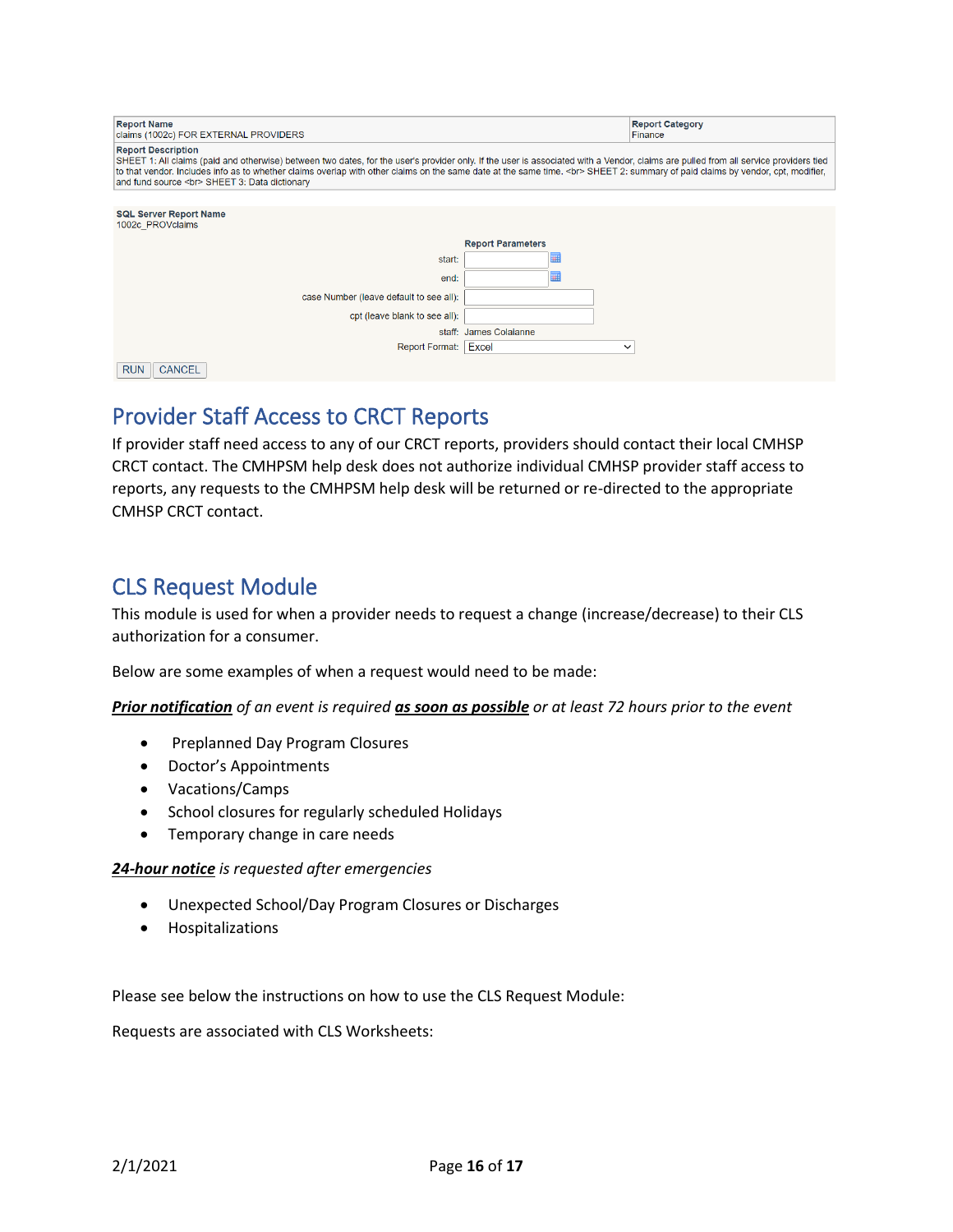| Report Name | Report Category |
| --- | --- |
| claims (1002c) FOR EXTERNAL PROVIDERS | Finance |
| **Report Description** SHEET 1: All claims (paid and otherwise) between two dates, for the user's provider only. If the user is associated with a Vendor, claims are pulled from all service providers tied to that vendor. Includes info as to whether claims overlap with other claims on the same date at the same time. <br> SHEET 2: summary of paid claims by vendor, cpt, modifier, and fund source <br> SHEET 3: Data dictionary | |

**SQL Server Report Name**
1002c_PROVclaims

**Report Parameters**

| | |
| --- | --- |
| start: | |
| end: | |
| case Number (leave default to see all): | |
| cpt (leave blank to see all): | |
| staff: | James Colalanne |
| Report Format: | Excel |

RUN | CANCEL

## Provider Staff Access to CRCT Reports

If provider staff need access to any of our CRCT reports, providers should contact their local CMHSP CRCT contact. The CMHPSM help desk does not authorize individual CMHSP provider staff access to reports, any requests to the CMHPSM help desk will be returned or re-directed to the appropriate CMHSP CRCT contact.

## CLS Request Module

This module is used for when a provider needs to request a change (increase/decrease) to their CLS authorization for a consumer.

Below are some examples of when a request would need to be made:

***Prior notification*** *of an event is required* ***as soon as possible*** *or at least 72 hours prior to the event*

- Preplanned Day Program Closures
- Doctor's Appointments
- Vacations/Camps
- School closures for regularly scheduled Holidays
- Temporary change in care needs

***24-hour notice*** *is requested after emergencies*

- Unexpected School/Day Program Closures or Discharges
- Hospitalizations

Please see below the instructions on how to use the CLS Request Module:

Requests are associated with CLS Worksheets: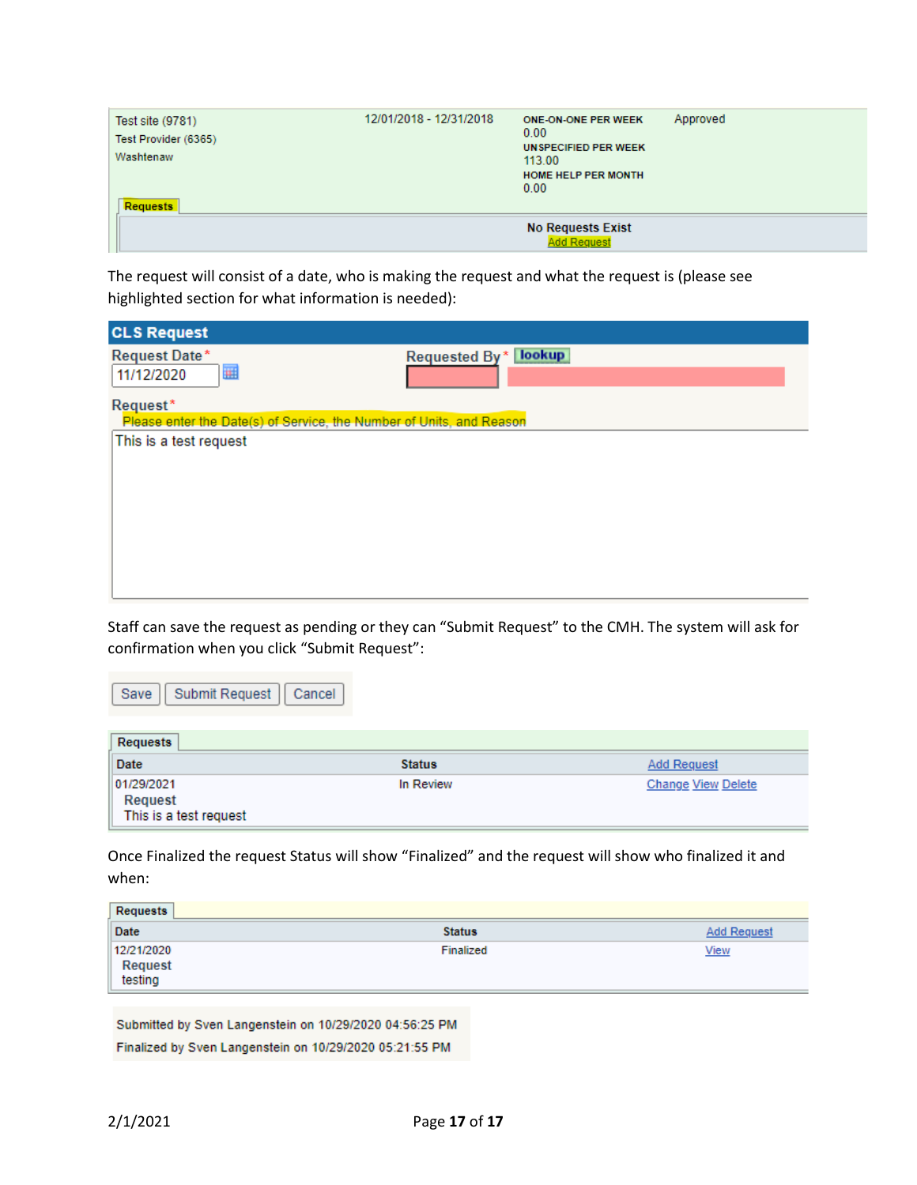| | | | |
|---|---|---|---|
| Test site (9781)<br>Test Provider (6365)<br>Washtenaw | 12/01/2018 - 12/31/2018 | ONE-ON-ONE PER WEEK<br>0.00<br>UNSPECIFIED PER WEEK<br>113.00<br>HOME HELP PER MONTH<br>0.00 | Approved |

**Requests**

No Requests Exist
Add Request

The request will consist of a date, who is making the request and what the request is (please see highlighted section for what information is needed):

**CLS Request**

Request Date* 11/12/2020

Requested By* lookup

Request*
Please enter the Date(s) of Service, the Number of Units, and Reason

This is a test request

Staff can save the request as pending or they can "Submit Request" to the CMH. The system will ask for confirmation when you click "Submit Request":

Save | Submit Request | Cancel

**Requests**

| Date | Status | Add Request |
|---|---|---|
| 01/29/2021<br>Request<br>This is a test request | In Review | Change View Delete |

Once Finalized the request Status will show "Finalized" and the request will show who finalized it and when:

**Requests**

| Date | Status | Add Request |
|---|---|---|
| 12/21/2020<br>Request<br>testing | Finalized | View |

Submitted by Sven Langenstein on 10/29/2020 04:56:25 PM
Finalized by Sven Langenstein on 10/29/2020 05:21:55 PM

2/1/2021